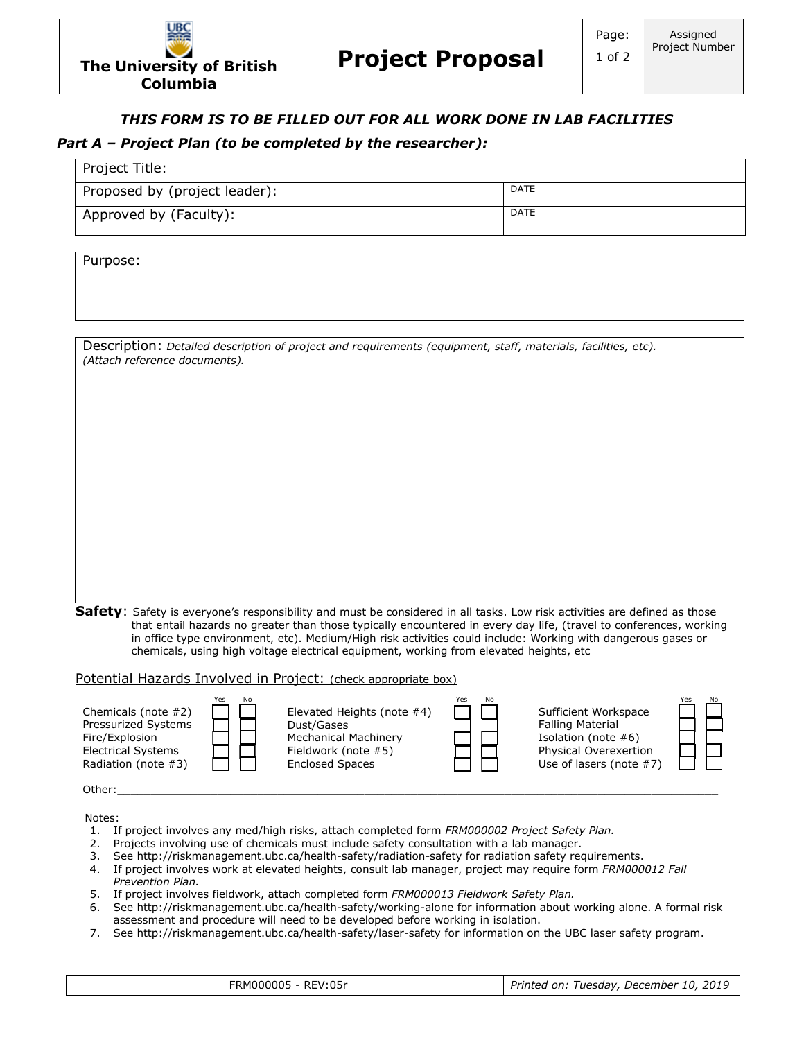| The University of British Columbia | **Project Proposal** | Page: | Assigned Project Number |
|---|---|---|---|

***THIS FORM IS TO BE FILLED OUT FOR ALL WORK DONE IN LAB FACILITIES***

***Part A – Project Plan (to be completed by the researcher):***

| Project Title: | |
|---|---|
| Proposed by (project leader): | DATE |
| Approved by (Faculty): | DATE |

Purpose:

Description: *Detailed description of project and requirements (equipment, staff, materials, facilities, etc). (Attach reference documents).*

**Safety**: Safety is everyone's responsibility and must be considered in all tasks. Low risk activities are defined as those that entail hazards no greater than those typically encountered in every day life, (travel to conferences, working in office type environment, etc). Medium/High risk activities could include: Working with dangerous gases or chemicals, using high voltage electrical equipment, working from elevated heights, etc

Potential Hazards Involved in Project: (check appropriate box)

| Hazard | Yes | No | Hazard | Yes | No | Hazard | Yes | No |
|---|---|---|---|---|---|---|---|---|
| Chemicals (note #2) | ☐ | ☐ | Elevated Heights (note #4) | ☐ | ☐ | Sufficient Workspace | ☐ | ☐ |
| Pressurized Systems | ☐ | ☐ | Dust/Gases | ☐ | ☐ | Falling Material | ☐ | ☐ |
| Fire/Explosion | ☐ | ☐ | Mechanical Machinery | ☐ | ☐ | Isolation (note #6) | ☐ | ☐ |
| Electrical Systems | ☐ | ☐ | Fieldwork (note #5) | ☐ | ☐ | Physical Overexertion | ☐ | ☐ |
| Radiation (note #3) | ☐ | ☐ | Enclosed Spaces | ☐ | ☐ | Use of lasers (note #7) | ☐ | ☐ |

Other:\_\_\_\_\_\_\_\_\_\_\_\_\_\_\_\_\_\_\_\_\_\_\_\_\_\_\_\_\_\_\_\_\_\_\_\_\_\_\_\_\_\_\_\_\_\_\_\_\_\_\_\_

Notes:

1. If project involves any med/high risks, attach completed form *FRM000002 Project Safety Plan.*
2. Projects involving use of chemicals must include safety consultation with a lab manager.
3. See http://riskmanagement.ubc.ca/health-safety/radiation-safety for radiation safety requirements.
4. If project involves work at elevated heights, consult lab manager, project may require form *FRM000012 Fall Prevention Plan.*
5. If project involves fieldwork, attach completed form *FRM000013 Fieldwork Safety Plan.*
6. See http://riskmanagement.ubc.ca/health-safety/working-alone for information about working alone. A formal risk assessment and procedure will need to be developed before working in isolation.
7. See http://riskmanagement.ubc.ca/health-safety/laser-safety for information on the UBC laser safety program.

FRM000005 - REV:05r | *Printed on: Tuesday, December 10, 2019*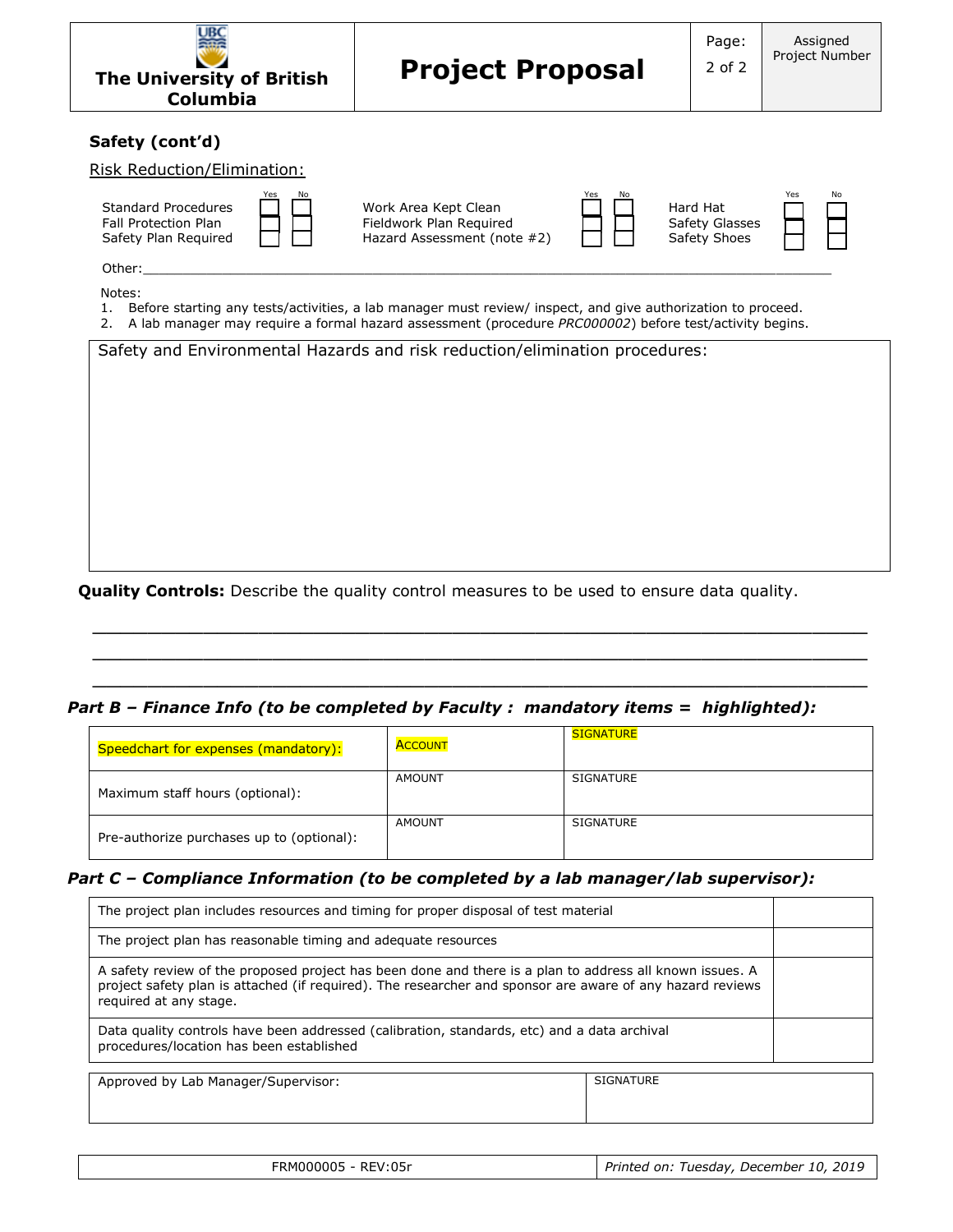## Safety (cont'd)

Risk Reduction/Elimination:

| | Yes | No | | Yes | No | | Yes | No |
|---|---|---|---|---|---|---|---|---|
| Standard Procedures | ☐ | ☐ | Work Area Kept Clean | ☐ | ☐ | Hard Hat | ☐ | ☐ |
| Fall Protection Plan | ☐ | ☐ | Fieldwork Plan Required | ☐ | ☐ | Safety Glasses | ☐ | ☐ |
| Safety Plan Required | ☐ | ☐ | Hazard Assessment (note #2) | ☐ | ☐ | Safety Shoes | ☐ | ☐ |

Other:____________________________________________________________________________

Notes:

1. Before starting any tests/activities, a lab manager must review/ inspect, and give authorization to proceed.
2. A lab manager may require a formal hazard assessment (procedure *PRC000002*) before test/activity begins.

Safety and Environmental Hazards and risk reduction/elimination procedures:

**Quality Controls:** Describe the quality control measures to be used to ensure data quality.

____________________________________________________________________________

____________________________________________________________________________

____________________________________________________________________________

### *Part B – Finance Info (to be completed by Faculty : mandatory items = highlighted):*

| | | |
|---|---|---|
| Speedchart for expenses (mandatory): | ACCOUNT | SIGNATURE |
| Maximum staff hours (optional): | AMOUNT | SIGNATURE |
| Pre-authorize purchases up to (optional): | AMOUNT | SIGNATURE |

### *Part C – Compliance Information (to be completed by a lab manager/lab supervisor):*

| | |
|---|---|
| The project plan includes resources and timing for proper disposal of test material | |
| The project plan has reasonable timing and adequate resources | |
| A safety review of the proposed project has been done and there is a plan to address all known issues. A project safety plan is attached (if required). The researcher and sponsor are aware of any hazard reviews required at any stage. | |
| Data quality controls have been addressed (calibration, standards, etc) and a data archival procedures/location has been established | |

| | |
|---|---|
| Approved by Lab Manager/Supervisor: | SIGNATURE |